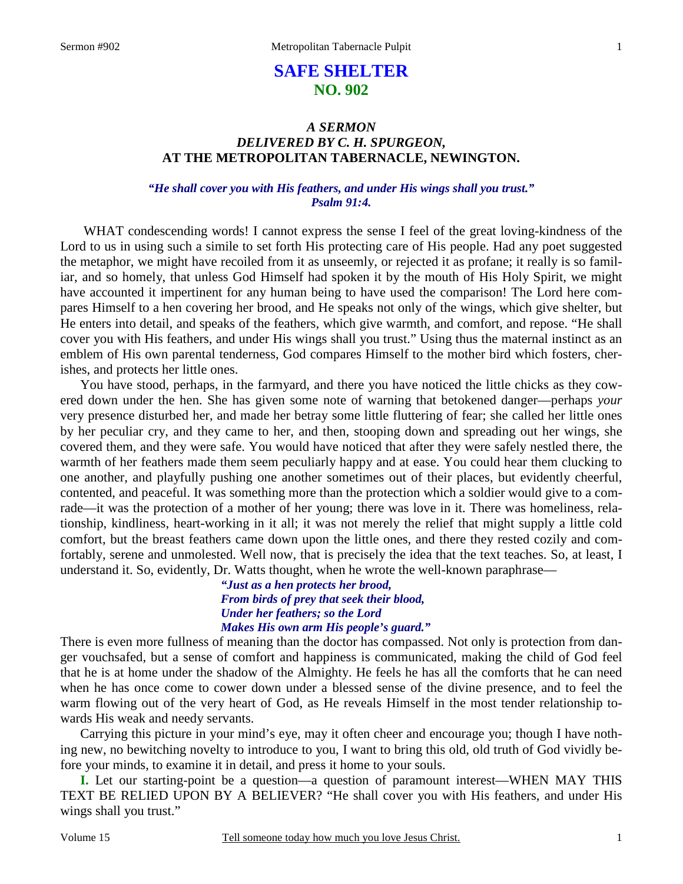# SAFE SHELTER
## NO. 902

### *A SERMON DELIVERED BY C. H. SPURGEON, AT THE METROPOLITAN TABERNACLE, NEWINGTON.*

***"He shall cover you with His feathers, and under His wings shall you trust." Psalm 91:4.***

WHAT condescending words! I cannot express the sense I feel of the great loving-kindness of the Lord to us in using such a simile to set forth His protecting care of His people. Had any poet suggested the metaphor, we might have recoiled from it as unseemly, or rejected it as profane; it really is so familiar, and so homely, that unless God Himself had spoken it by the mouth of His Holy Spirit, we might have accounted it impertinent for any human being to have used the comparison! The Lord here compares Himself to a hen covering her brood, and He speaks not only of the wings, which give shelter, but He enters into detail, and speaks of the feathers, which give warmth, and comfort, and repose. "He shall cover you with His feathers, and under His wings shall you trust." Using thus the maternal instinct as an emblem of His own parental tenderness, God compares Himself to the mother bird which fosters, cherishes, and protects her little ones.

You have stood, perhaps, in the farmyard, and there you have noticed the little chicks as they cowered down under the hen. She has given some note of warning that betokened danger—perhaps *your* very presence disturbed her, and made her betray some little fluttering of fear; she called her little ones by her peculiar cry, and they came to her, and then, stooping down and spreading out her wings, she covered them, and they were safe. You would have noticed that after they were safely nestled there, the warmth of her feathers made them seem peculiarly happy and at ease. You could hear them clucking to one another, and playfully pushing one another sometimes out of their places, but evidently cheerful, contented, and peaceful. It was something more than the protection which a soldier would give to a comrade—it was the protection of a mother of her young; there was love in it. There was homeliness, relationship, kindliness, heart-working in it all; it was not merely the relief that might supply a little cold comfort, but the breast feathers came down upon the little ones, and there they rested cozily and comfortably, serene and unmolested. Well now, that is precisely the idea that the text teaches. So, at least, I understand it. So, evidently, Dr. Watts thought, when he wrote the well-known paraphrase—

> ***"Just as a hen protects her brood,***
> ***From birds of prey that seek their blood,***
> ***Under her feathers; so the Lord***
> ***Makes His own arm His people's guard."***

There is even more fullness of meaning than the doctor has compassed. Not only is protection from danger vouchsafed, but a sense of comfort and happiness is communicated, making the child of God feel that he is at home under the shadow of the Almighty. He feels he has all the comforts that he can need when he has once come to cower down under a blessed sense of the divine presence, and to feel the warm flowing out of the very heart of God, as He reveals Himself in the most tender relationship towards His weak and needy servants.

Carrying this picture in your mind's eye, may it often cheer and encourage you; though I have nothing new, no bewitching novelty to introduce to you, I want to bring this old, old truth of God vividly before your minds, to examine it in detail, and press it home to your souls.

**I.** Let our starting-point be a question—a question of paramount interest—WHEN MAY THIS TEXT BE RELIED UPON BY A BELIEVER? "He shall cover you with His feathers, and under His wings shall you trust."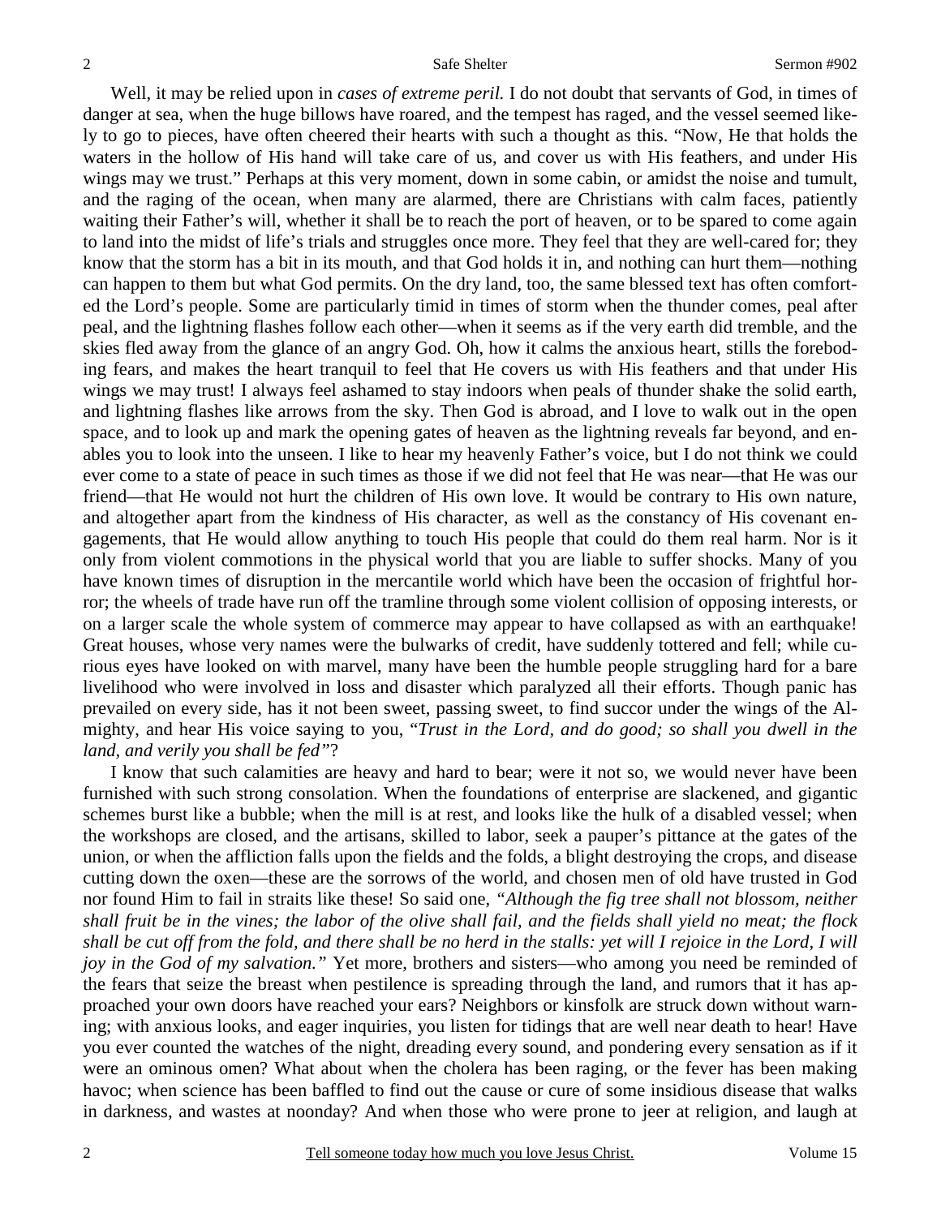Well, it may be relied upon in *cases of extreme peril.* I do not doubt that servants of God, in times of danger at sea, when the huge billows have roared, and the tempest has raged, and the vessel seemed likely to go to pieces, have often cheered their hearts with such a thought as this. "Now, He that holds the waters in the hollow of His hand will take care of us, and cover us with His feathers, and under His wings may we trust." Perhaps at this very moment, down in some cabin, or amidst the noise and tumult, and the raging of the ocean, when many are alarmed, there are Christians with calm faces, patiently waiting their Father's will, whether it shall be to reach the port of heaven, or to be spared to come again to land into the midst of life's trials and struggles once more. They feel that they are well-cared for; they know that the storm has a bit in its mouth, and that God holds it in, and nothing can hurt them—nothing can happen to them but what God permits. On the dry land, too, the same blessed text has often comforted the Lord's people. Some are particularly timid in times of storm when the thunder comes, peal after peal, and the lightning flashes follow each other—when it seems as if the very earth did tremble, and the skies fled away from the glance of an angry God. Oh, how it calms the anxious heart, stills the foreboding fears, and makes the heart tranquil to feel that He covers us with His feathers and that under His wings we may trust! I always feel ashamed to stay indoors when peals of thunder shake the solid earth, and lightning flashes like arrows from the sky. Then God is abroad, and I love to walk out in the open space, and to look up and mark the opening gates of heaven as the lightning reveals far beyond, and enables you to look into the unseen. I like to hear my heavenly Father's voice, but I do not think we could ever come to a state of peace in such times as those if we did not feel that He was near—that He was our friend—that He would not hurt the children of His own love. It would be contrary to His own nature, and altogether apart from the kindness of His character, as well as the constancy of His covenant engagements, that He would allow anything to touch His people that could do them real harm. Nor is it only from violent commotions in the physical world that you are liable to suffer shocks. Many of you have known times of disruption in the mercantile world which have been the occasion of frightful horror; the wheels of trade have run off the tramline through some violent collision of opposing interests, or on a larger scale the whole system of commerce may appear to have collapsed as with an earthquake! Great houses, whose very names were the bulwarks of credit, have suddenly tottered and fell; while curious eyes have looked on with marvel, many have been the humble people struggling hard for a bare livelihood who were involved in loss and disaster which paralyzed all their efforts. Though panic has prevailed on every side, has it not been sweet, passing sweet, to find succor under the wings of the Almighty, and hear His voice saying to you, "*Trust in the Lord, and do good; so shall you dwell in the land, and verily you shall be fed"*?

I know that such calamities are heavy and hard to bear; were it not so, we would never have been furnished with such strong consolation. When the foundations of enterprise are slackened, and gigantic schemes burst like a bubble; when the mill is at rest, and looks like the hulk of a disabled vessel; when the workshops are closed, and the artisans, skilled to labor, seek a pauper's pittance at the gates of the union, or when the affliction falls upon the fields and the folds, a blight destroying the crops, and disease cutting down the oxen—these are the sorrows of the world, and chosen men of old have trusted in God nor found Him to fail in straits like these! So said one, *"Although the fig tree shall not blossom, neither shall fruit be in the vines; the labor of the olive shall fail, and the fields shall yield no meat; the flock shall be cut off from the fold, and there shall be no herd in the stalls: yet will I rejoice in the Lord, I will joy in the God of my salvation."* Yet more, brothers and sisters—who among you need be reminded of the fears that seize the breast when pestilence is spreading through the land, and rumors that it has approached your own doors have reached your ears? Neighbors or kinsfolk are struck down without warning; with anxious looks, and eager inquiries, you listen for tidings that are well near death to hear! Have you ever counted the watches of the night, dreading every sound, and pondering every sensation as if it were an ominous omen? What about when the cholera has been raging, or the fever has been making havoc; when science has been baffled to find out the cause or cure of some insidious disease that walks in darkness, and wastes at noonday? And when those who were prone to jeer at religion, and laugh at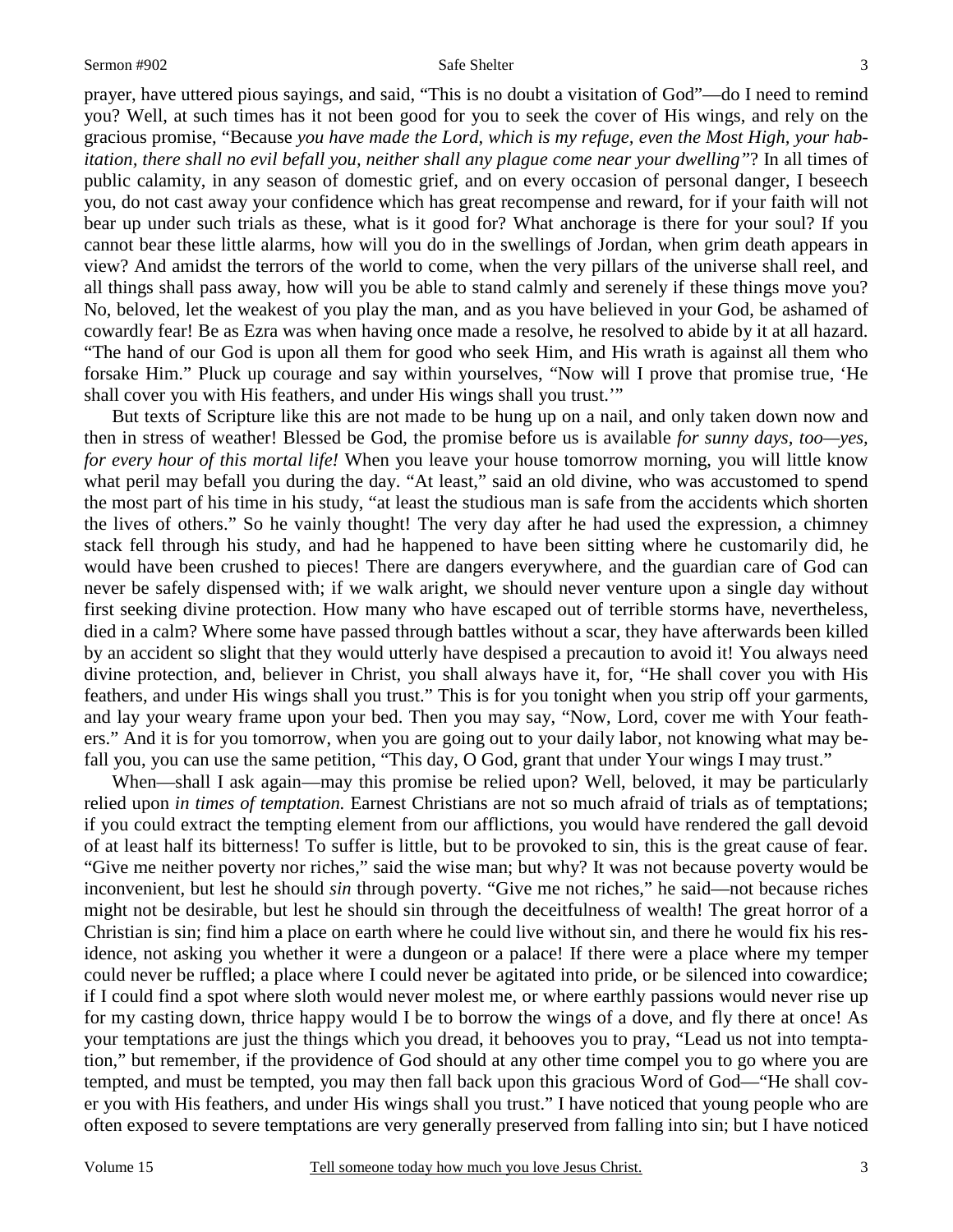prayer, have uttered pious sayings, and said, "This is no doubt a visitation of God"—do I need to remind you? Well, at such times has it not been good for you to seek the cover of His wings, and rely on the gracious promise, "Because *you have made the Lord, which is my refuge, even the Most High, your habitation, there shall no evil befall you, neither shall any plague come near your dwelling"*? In all times of public calamity, in any season of domestic grief, and on every occasion of personal danger, I beseech you, do not cast away your confidence which has great recompense and reward, for if your faith will not bear up under such trials as these, what is it good for? What anchorage is there for your soul? If you cannot bear these little alarms, how will you do in the swellings of Jordan, when grim death appears in view? And amidst the terrors of the world to come, when the very pillars of the universe shall reel, and all things shall pass away, how will you be able to stand calmly and serenely if these things move you? No, beloved, let the weakest of you play the man, and as you have believed in your God, be ashamed of cowardly fear! Be as Ezra was when having once made a resolve, he resolved to abide by it at all hazard. "The hand of our God is upon all them for good who seek Him, and His wrath is against all them who forsake Him." Pluck up courage and say within yourselves, "Now will I prove that promise true, 'He shall cover you with His feathers, and under His wings shall you trust.'"

But texts of Scripture like this are not made to be hung up on a nail, and only taken down now and then in stress of weather! Blessed be God, the promise before us is available *for sunny days, too—yes, for every hour of this mortal life!* When you leave your house tomorrow morning, you will little know what peril may befall you during the day. "At least," said an old divine, who was accustomed to spend the most part of his time in his study, "at least the studious man is safe from the accidents which shorten the lives of others." So he vainly thought! The very day after he had used the expression, a chimney stack fell through his study, and had he happened to have been sitting where he customarily did, he would have been crushed to pieces! There are dangers everywhere, and the guardian care of God can never be safely dispensed with; if we walk aright, we should never venture upon a single day without first seeking divine protection. How many who have escaped out of terrible storms have, nevertheless, died in a calm? Where some have passed through battles without a scar, they have afterwards been killed by an accident so slight that they would utterly have despised a precaution to avoid it! You always need divine protection, and, believer in Christ, you shall always have it, for, "He shall cover you with His feathers, and under His wings shall you trust." This is for you tonight when you strip off your garments, and lay your weary frame upon your bed. Then you may say, "Now, Lord, cover me with Your feathers." And it is for you tomorrow, when you are going out to your daily labor, not knowing what may befall you, you can use the same petition, "This day, O God, grant that under Your wings I may trust."

When—shall I ask again—may this promise be relied upon? Well, beloved, it may be particularly relied upon *in times of temptation.* Earnest Christians are not so much afraid of trials as of temptations; if you could extract the tempting element from our afflictions, you would have rendered the gall devoid of at least half its bitterness! To suffer is little, but to be provoked to sin, this is the great cause of fear. "Give me neither poverty nor riches," said the wise man; but why? It was not because poverty would be inconvenient, but lest he should *sin* through poverty. "Give me not riches," he said—not because riches might not be desirable, but lest he should sin through the deceitfulness of wealth! The great horror of a Christian is sin; find him a place on earth where he could live without sin, and there he would fix his residence, not asking you whether it were a dungeon or a palace! If there were a place where my temper could never be ruffled; a place where I could never be agitated into pride, or be silenced into cowardice; if I could find a spot where sloth would never molest me, or where earthly passions would never rise up for my casting down, thrice happy would I be to borrow the wings of a dove, and fly there at once! As your temptations are just the things which you dread, it behooves you to pray, "Lead us not into temptation," but remember, if the providence of God should at any other time compel you to go where you are tempted, and must be tempted, you may then fall back upon this gracious Word of God—"He shall cover you with His feathers, and under His wings shall you trust." I have noticed that young people who are often exposed to severe temptations are very generally preserved from falling into sin; but I have noticed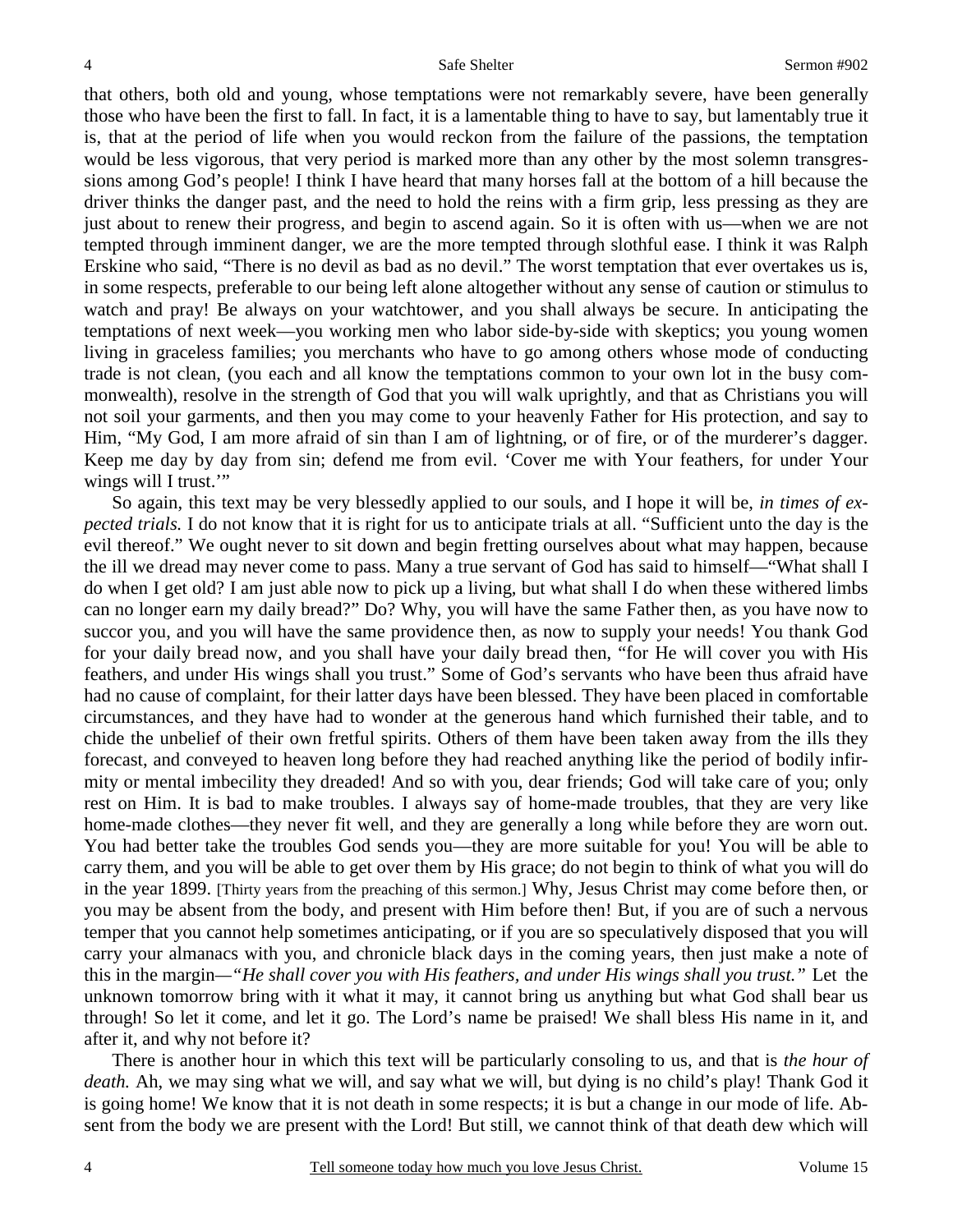that others, both old and young, whose temptations were not remarkably severe, have been generally those who have been the first to fall. In fact, it is a lamentable thing to have to say, but lamentably true it is, that at the period of life when you would reckon from the failure of the passions, the temptation would be less vigorous, that very period is marked more than any other by the most solemn transgressions among God's people! I think I have heard that many horses fall at the bottom of a hill because the driver thinks the danger past, and the need to hold the reins with a firm grip, less pressing as they are just about to renew their progress, and begin to ascend again. So it is often with us—when we are not tempted through imminent danger, we are the more tempted through slothful ease. I think it was Ralph Erskine who said, "There is no devil as bad as no devil." The worst temptation that ever overtakes us is, in some respects, preferable to our being left alone altogether without any sense of caution or stimulus to watch and pray! Be always on your watchtower, and you shall always be secure. In anticipating the temptations of next week—you working men who labor side-by-side with skeptics; you young women living in graceless families; you merchants who have to go among others whose mode of conducting trade is not clean, (you each and all know the temptations common to your own lot in the busy commonwealth), resolve in the strength of God that you will walk uprightly, and that as Christians you will not soil your garments, and then you may come to your heavenly Father for His protection, and say to Him, "My God, I am more afraid of sin than I am of lightning, or of fire, or of the murderer's dagger. Keep me day by day from sin; defend me from evil. 'Cover me with Your feathers, for under Your wings will I trust.'"

So again, this text may be very blessedly applied to our souls, and I hope it will be, *in times of expected trials.* I do not know that it is right for us to anticipate trials at all. "Sufficient unto the day is the evil thereof." We ought never to sit down and begin fretting ourselves about what may happen, because the ill we dread may never come to pass. Many a true servant of God has said to himself—"What shall I do when I get old? I am just able now to pick up a living, but what shall I do when these withered limbs can no longer earn my daily bread?" Do? Why, you will have the same Father then, as you have now to succor you, and you will have the same providence then, as now to supply your needs! You thank God for your daily bread now, and you shall have your daily bread then, "for He will cover you with His feathers, and under His wings shall you trust." Some of God's servants who have been thus afraid have had no cause of complaint, for their latter days have been blessed. They have been placed in comfortable circumstances, and they have had to wonder at the generous hand which furnished their table, and to chide the unbelief of their own fretful spirits. Others of them have been taken away from the ills they forecast, and conveyed to heaven long before they had reached anything like the period of bodily infirmity or mental imbecility they dreaded! And so with you, dear friends; God will take care of you; only rest on Him. It is bad to make troubles. I always say of home-made troubles, that they are very like home-made clothes—they never fit well, and they are generally a long while before they are worn out. You had better take the troubles God sends you—they are more suitable for you! You will be able to carry them, and you will be able to get over them by His grace; do not begin to think of what you will do in the year 1899. [Thirty years from the preaching of this sermon.] Why, Jesus Christ may come before then, or you may be absent from the body, and present with Him before then! But, if you are of such a nervous temper that you cannot help sometimes anticipating, or if you are so speculatively disposed that you will carry your almanacs with you, and chronicle black days in the coming years, then just make a note of this in the margin—*"He shall cover you with His feathers, and under His wings shall you trust."* Let the unknown tomorrow bring with it what it may, it cannot bring us anything but what God shall bear us through! So let it come, and let it go. The Lord's name be praised! We shall bless His name in it, and after it, and why not before it?

There is another hour in which this text will be particularly consoling to us, and that is *the hour of death.* Ah, we may sing what we will, and say what we will, but dying is no child's play! Thank God it is going home! We know that it is not death in some respects; it is but a change in our mode of life. Absent from the body we are present with the Lord! But still, we cannot think of that death dew which will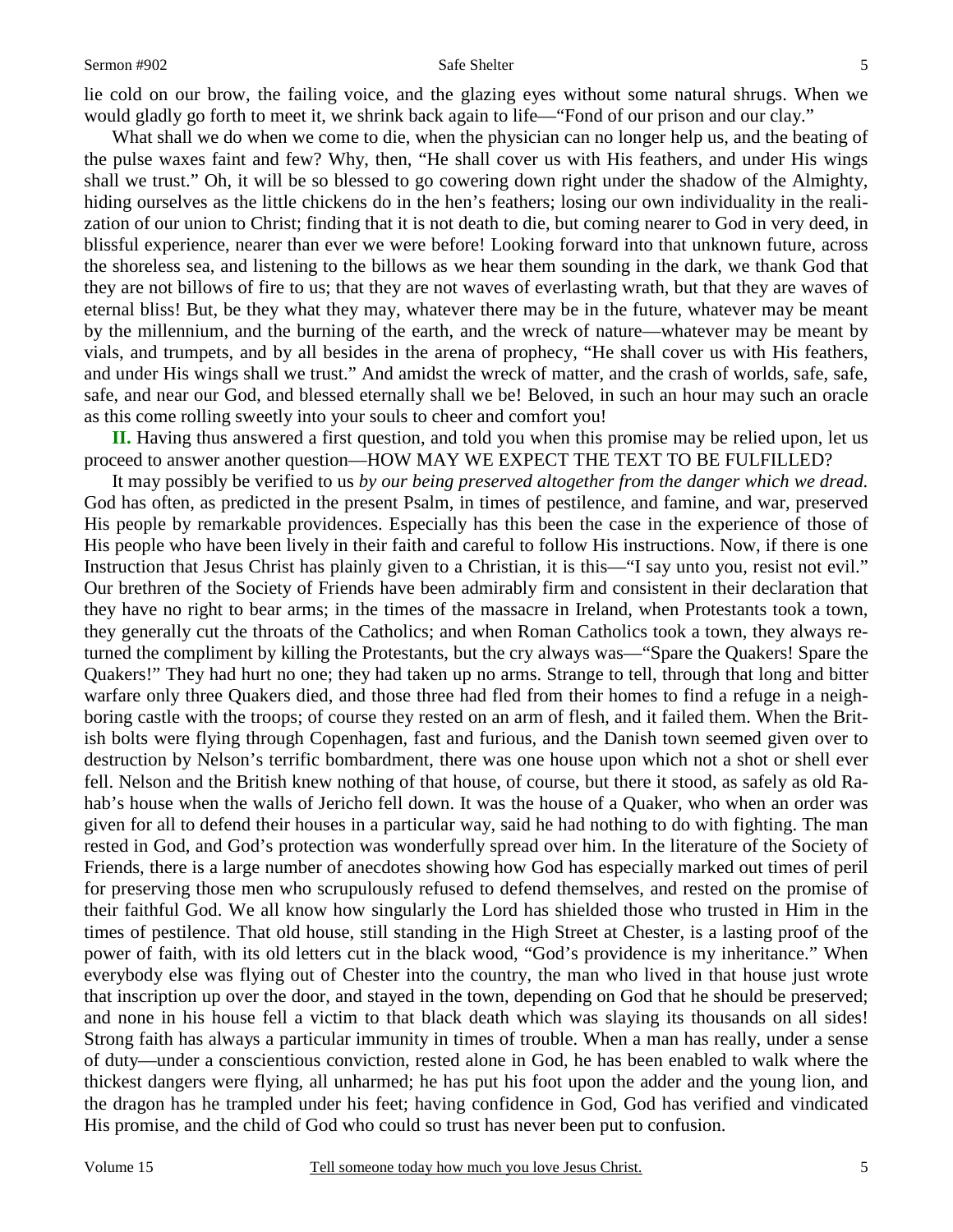lie cold on our brow, the failing voice, and the glazing eyes without some natural shrugs. When we would gladly go forth to meet it, we shrink back again to life—"Fond of our prison and our clay."

What shall we do when we come to die, when the physician can no longer help us, and the beating of the pulse waxes faint and few? Why, then, "He shall cover us with His feathers, and under His wings shall we trust." Oh, it will be so blessed to go cowering down right under the shadow of the Almighty, hiding ourselves as the little chickens do in the hen's feathers; losing our own individuality in the realization of our union to Christ; finding that it is not death to die, but coming nearer to God in very deed, in blissful experience, nearer than ever we were before! Looking forward into that unknown future, across the shoreless sea, and listening to the billows as we hear them sounding in the dark, we thank God that they are not billows of fire to us; that they are not waves of everlasting wrath, but that they are waves of eternal bliss! But, be they what they may, whatever there may be in the future, whatever may be meant by the millennium, and the burning of the earth, and the wreck of nature—whatever may be meant by vials, and trumpets, and by all besides in the arena of prophecy, "He shall cover us with His feathers, and under His wings shall we trust." And amidst the wreck of matter, and the crash of worlds, safe, safe, safe, and near our God, and blessed eternally shall we be! Beloved, in such an hour may such an oracle as this come rolling sweetly into your souls to cheer and comfort you!

**II.** Having thus answered a first question, and told you when this promise may be relied upon, let us proceed to answer another question—HOW MAY WE EXPECT THE TEXT TO BE FULFILLED?

It may possibly be verified to us *by our being preserved altogether from the danger which we dread.* God has often, as predicted in the present Psalm, in times of pestilence, and famine, and war, preserved His people by remarkable providences. Especially has this been the case in the experience of those of His people who have been lively in their faith and careful to follow His instructions. Now, if there is one Instruction that Jesus Christ has plainly given to a Christian, it is this—"I say unto you, resist not evil." Our brethren of the Society of Friends have been admirably firm and consistent in their declaration that they have no right to bear arms; in the times of the massacre in Ireland, when Protestants took a town, they generally cut the throats of the Catholics; and when Roman Catholics took a town, they always returned the compliment by killing the Protestants, but the cry always was—"Spare the Quakers! Spare the Quakers!" They had hurt no one; they had taken up no arms. Strange to tell, through that long and bitter warfare only three Quakers died, and those three had fled from their homes to find a refuge in a neighboring castle with the troops; of course they rested on an arm of flesh, and it failed them. When the British bolts were flying through Copenhagen, fast and furious, and the Danish town seemed given over to destruction by Nelson's terrific bombardment, there was one house upon which not a shot or shell ever fell. Nelson and the British knew nothing of that house, of course, but there it stood, as safely as old Rahab's house when the walls of Jericho fell down. It was the house of a Quaker, who when an order was given for all to defend their houses in a particular way, said he had nothing to do with fighting. The man rested in God, and God's protection was wonderfully spread over him. In the literature of the Society of Friends, there is a large number of anecdotes showing how God has especially marked out times of peril for preserving those men who scrupulously refused to defend themselves, and rested on the promise of their faithful God. We all know how singularly the Lord has shielded those who trusted in Him in the times of pestilence. That old house, still standing in the High Street at Chester, is a lasting proof of the power of faith, with its old letters cut in the black wood, "God's providence is my inheritance." When everybody else was flying out of Chester into the country, the man who lived in that house just wrote that inscription up over the door, and stayed in the town, depending on God that he should be preserved; and none in his house fell a victim to that black death which was slaying its thousands on all sides! Strong faith has always a particular immunity in times of trouble. When a man has really, under a sense of duty—under a conscientious conviction, rested alone in God, he has been enabled to walk where the thickest dangers were flying, all unharmed; he has put his foot upon the adder and the young lion, and the dragon has he trampled under his feet; having confidence in God, God has verified and vindicated His promise, and the child of God who could so trust has never been put to confusion.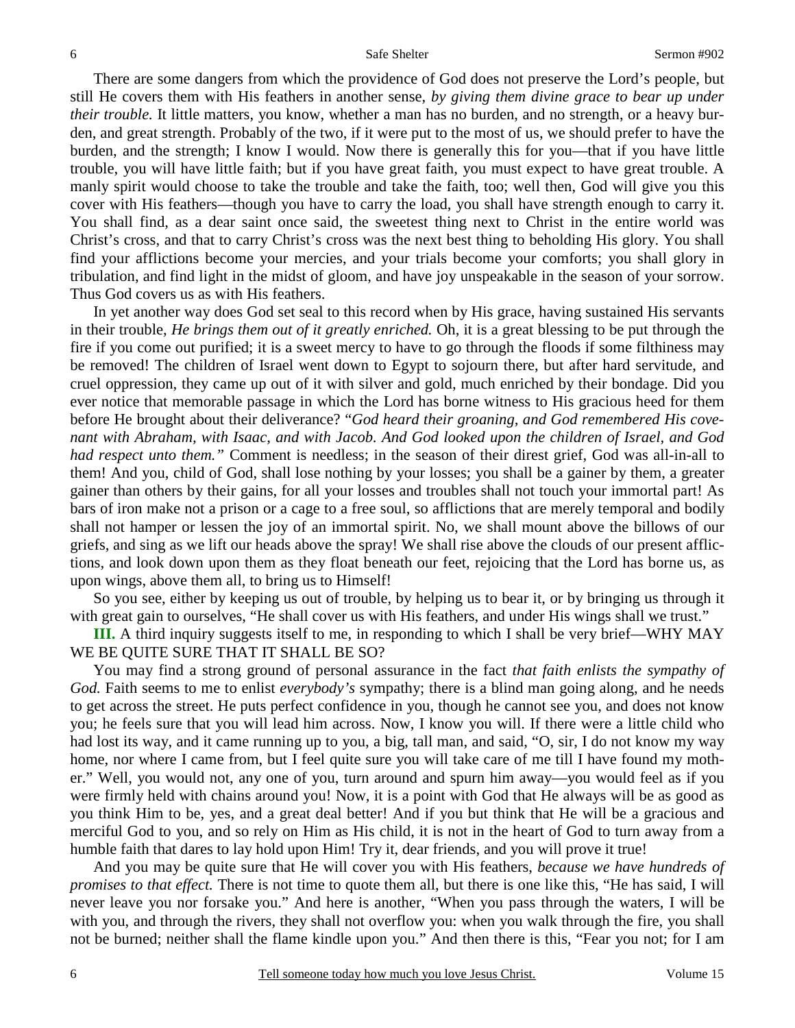There are some dangers from which the providence of God does not preserve the Lord's people, but still He covers them with His feathers in another sense, *by giving them divine grace to bear up under their trouble.* It little matters, you know, whether a man has no burden, and no strength, or a heavy burden, and great strength. Probably of the two, if it were put to the most of us, we should prefer to have the burden, and the strength; I know I would. Now there is generally this for you—that if you have little trouble, you will have little faith; but if you have great faith, you must expect to have great trouble. A manly spirit would choose to take the trouble and take the faith, too; well then, God will give you this cover with His feathers—though you have to carry the load, you shall have strength enough to carry it. You shall find, as a dear saint once said, the sweetest thing next to Christ in the entire world was Christ's cross, and that to carry Christ's cross was the next best thing to beholding His glory. You shall find your afflictions become your mercies, and your trials become your comforts; you shall glory in tribulation, and find light in the midst of gloom, and have joy unspeakable in the season of your sorrow. Thus God covers us as with His feathers.

In yet another way does God set seal to this record when by His grace, having sustained His servants in their trouble, *He brings them out of it greatly enriched.* Oh, it is a great blessing to be put through the fire if you come out purified; it is a sweet mercy to have to go through the floods if some filthiness may be removed! The children of Israel went down to Egypt to sojourn there, but after hard servitude, and cruel oppression, they came up out of it with silver and gold, much enriched by their bondage. Did you ever notice that memorable passage in which the Lord has borne witness to His gracious heed for them before He brought about their deliverance? "*God heard their groaning, and God remembered His covenant with Abraham, with Isaac, and with Jacob. And God looked upon the children of Israel, and God had respect unto them.*" Comment is needless; in the season of their direst grief, God was all-in-all to them! And you, child of God, shall lose nothing by your losses; you shall be a gainer by them, a greater gainer than others by their gains, for all your losses and troubles shall not touch your immortal part! As bars of iron make not a prison or a cage to a free soul, so afflictions that are merely temporal and bodily shall not hamper or lessen the joy of an immortal spirit. No, we shall mount above the billows of our griefs, and sing as we lift our heads above the spray! We shall rise above the clouds of our present afflictions, and look down upon them as they float beneath our feet, rejoicing that the Lord has borne us, as upon wings, above them all, to bring us to Himself!

So you see, either by keeping us out of trouble, by helping us to bear it, or by bringing us through it with great gain to ourselves, "He shall cover us with His feathers, and under His wings shall we trust."

**III.** A third inquiry suggests itself to me, in responding to which I shall be very brief—WHY MAY WE BE QUITE SURE THAT IT SHALL BE SO?

You may find a strong ground of personal assurance in the fact *that faith enlists the sympathy of God.* Faith seems to me to enlist *everybody's* sympathy; there is a blind man going along, and he needs to get across the street. He puts perfect confidence in you, though he cannot see you, and does not know you; he feels sure that you will lead him across. Now, I know you will. If there were a little child who had lost its way, and it came running up to you, a big, tall man, and said, "O, sir, I do not know my way home, nor where I came from, but I feel quite sure you will take care of me till I have found my mother." Well, you would not, any one of you, turn around and spurn him away—you would feel as if you were firmly held with chains around you! Now, it is a point with God that He always will be as good as you think Him to be, yes, and a great deal better! And if you but think that He will be a gracious and merciful God to you, and so rely on Him as His child, it is not in the heart of God to turn away from a humble faith that dares to lay hold upon Him! Try it, dear friends, and you will prove it true!

And you may be quite sure that He will cover you with His feathers, *because we have hundreds of promises to that effect.* There is not time to quote them all, but there is one like this, "He has said, I will never leave you nor forsake you." And here is another, "When you pass through the waters, I will be with you, and through the rivers, they shall not overflow you: when you walk through the fire, you shall not be burned; neither shall the flame kindle upon you." And then there is this, "Fear you not; for I am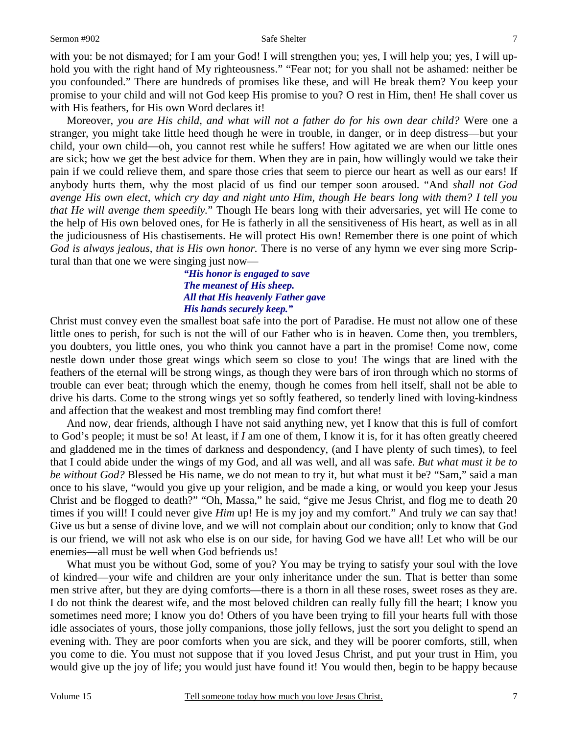with you: be not dismayed; for I am your God! I will strengthen you; yes, I will help you; yes, I will uphold you with the right hand of My righteousness." "Fear not; for you shall not be ashamed: neither be you confounded." There are hundreds of promises like these, and will He break them? You keep your promise to your child and will not God keep His promise to you? O rest in Him, then! He shall cover us with His feathers, for His own Word declares it!

Moreover, *you are His child, and what will not a father do for his own dear child?* Were one a stranger, you might take little heed though he were in trouble, in danger, or in deep distress—but your child, your own child—oh, you cannot rest while he suffers! How agitated we are when our little ones are sick; how we get the best advice for them. When they are in pain, how willingly would we take their pain if we could relieve them, and spare those cries that seem to pierce our heart as well as our ears! If anybody hurts them, why the most placid of us find our temper soon aroused. "And *shall not God avenge His own elect, which cry day and night unto Him, though He bears long with them? I tell you that He will avenge them speedily.*" Though He bears long with their adversaries, yet will He come to the help of His own beloved ones, for He is fatherly in all the sensitiveness of His heart, as well as in all the judiciousness of His chastisements. He will protect His own! Remember there is one point of which *God is always jealous, that is His own honor.* There is no verse of any hymn we ever sing more Scriptural than that one we were singing just now—

> ***"His honor is engaged to save***
> ***The meanest of His sheep.***
> ***All that His heavenly Father gave***
> ***His hands securely keep."***

Christ must convey even the smallest boat safe into the port of Paradise. He must not allow one of these little ones to perish, for such is not the will of our Father who is in heaven. Come then, you tremblers, you doubters, you little ones, you who think you cannot have a part in the promise! Come now, come nestle down under those great wings which seem so close to you! The wings that are lined with the feathers of the eternal will be strong wings, as though they were bars of iron through which no storms of trouble can ever beat; through which the enemy, though he comes from hell itself, shall not be able to drive his darts. Come to the strong wings yet so softly feathered, so tenderly lined with loving-kindness and affection that the weakest and most trembling may find comfort there!

And now, dear friends, although I have not said anything new, yet I know that this is full of comfort to God's people; it must be so! At least, if *I* am one of them, I know it is, for it has often greatly cheered and gladdened me in the times of darkness and despondency, (and I have plenty of such times), to feel that I could abide under the wings of my God, and all was well, and all was safe. *But what must it be to be without God?* Blessed be His name, we do not mean to try it, but what must it be? "Sam," said a man once to his slave, "would you give up your religion, and be made a king, or would you keep your Jesus Christ and be flogged to death?" "Oh, Massa," he said, "give me Jesus Christ, and flog me to death 20 times if you will! I could never give *Him* up! He is my joy and my comfort." And truly *we* can say that! Give us but a sense of divine love, and we will not complain about our condition; only to know that God is our friend, we will not ask who else is on our side, for having God we have all! Let who will be our enemies—all must be well when God befriends us!

What must you be without God, some of you? You may be trying to satisfy your soul with the love of kindred—your wife and children are your only inheritance under the sun. That is better than some men strive after, but they are dying comforts—there is a thorn in all these roses, sweet roses as they are. I do not think the dearest wife, and the most beloved children can really fully fill the heart; I know you sometimes need more; I know you do! Others of you have been trying to fill your hearts full with those idle associates of yours, those jolly companions, those jolly fellows, just the sort you delight to spend an evening with. They are poor comforts when you are sick, and they will be poorer comforts, still, when you come to die. You must not suppose that if you loved Jesus Christ, and put your trust in Him, you would give up the joy of life; you would just have found it! You would then, begin to be happy because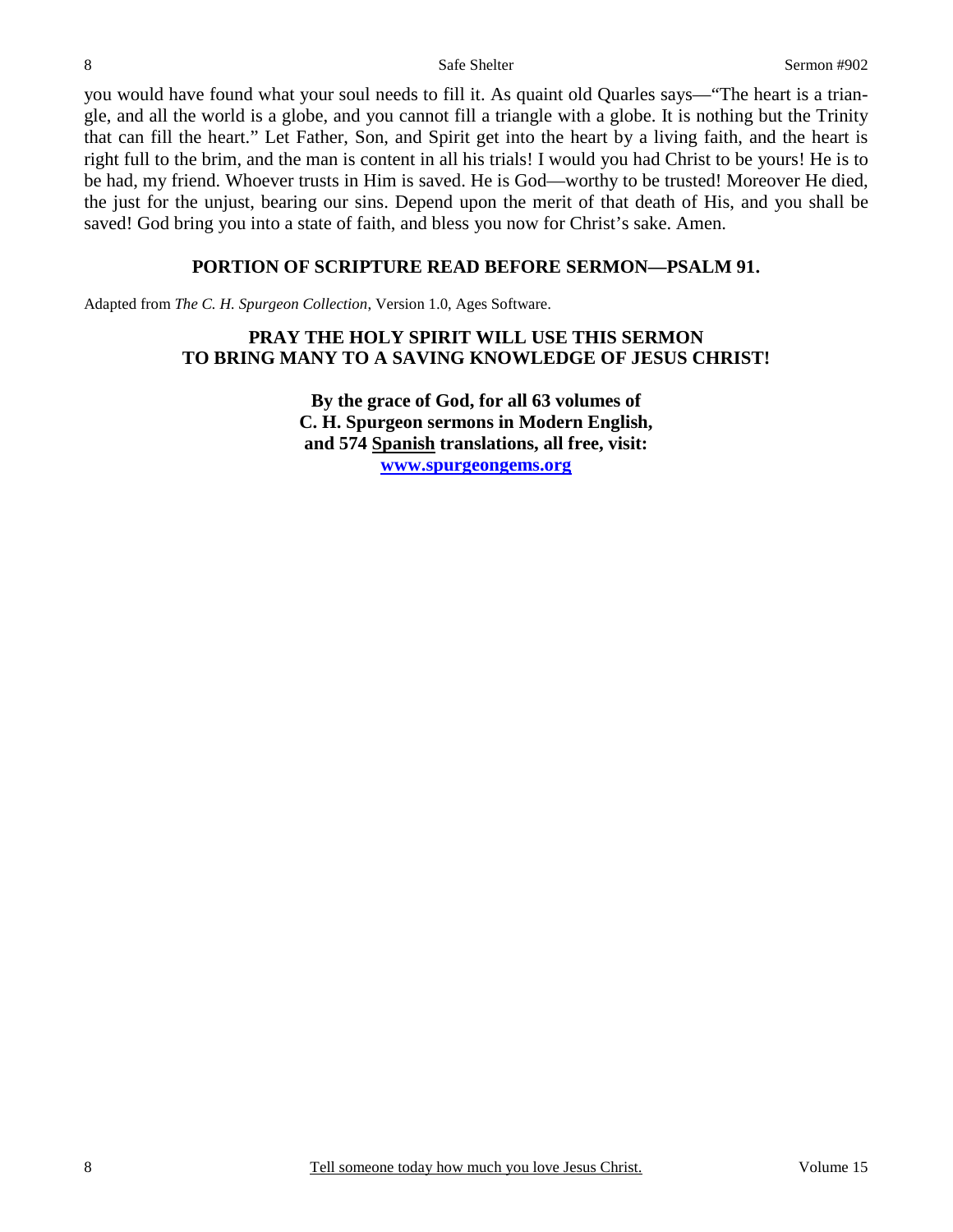you would have found what your soul needs to fill it. As quaint old Quarles says—"The heart is a triangle, and all the world is a globe, and you cannot fill a triangle with a globe. It is nothing but the Trinity that can fill the heart." Let Father, Son, and Spirit get into the heart by a living faith, and the heart is right full to the brim, and the man is content in all his trials! I would you had Christ to be yours! He is to be had, my friend. Whoever trusts in Him is saved. He is God—worthy to be trusted! Moreover He died, the just for the unjust, bearing our sins. Depend upon the merit of that death of His, and you shall be saved! God bring you into a state of faith, and bless you now for Christ's sake. Amen.

## PORTION OF SCRIPTURE READ BEFORE SERMON—PSALM 91.

Adapted from *The C. H. Spurgeon Collection*, Version 1.0, Ages Software.

**PRAY THE HOLY SPIRIT WILL USE THIS SERMON TO BRING MANY TO A SAVING KNOWLEDGE OF JESUS CHRIST!**

**By the grace of God, for all 63 volumes of C. H. Spurgeon sermons in Modern English, and 574 Spanish translations, all free, visit: www.spurgeongems.org**